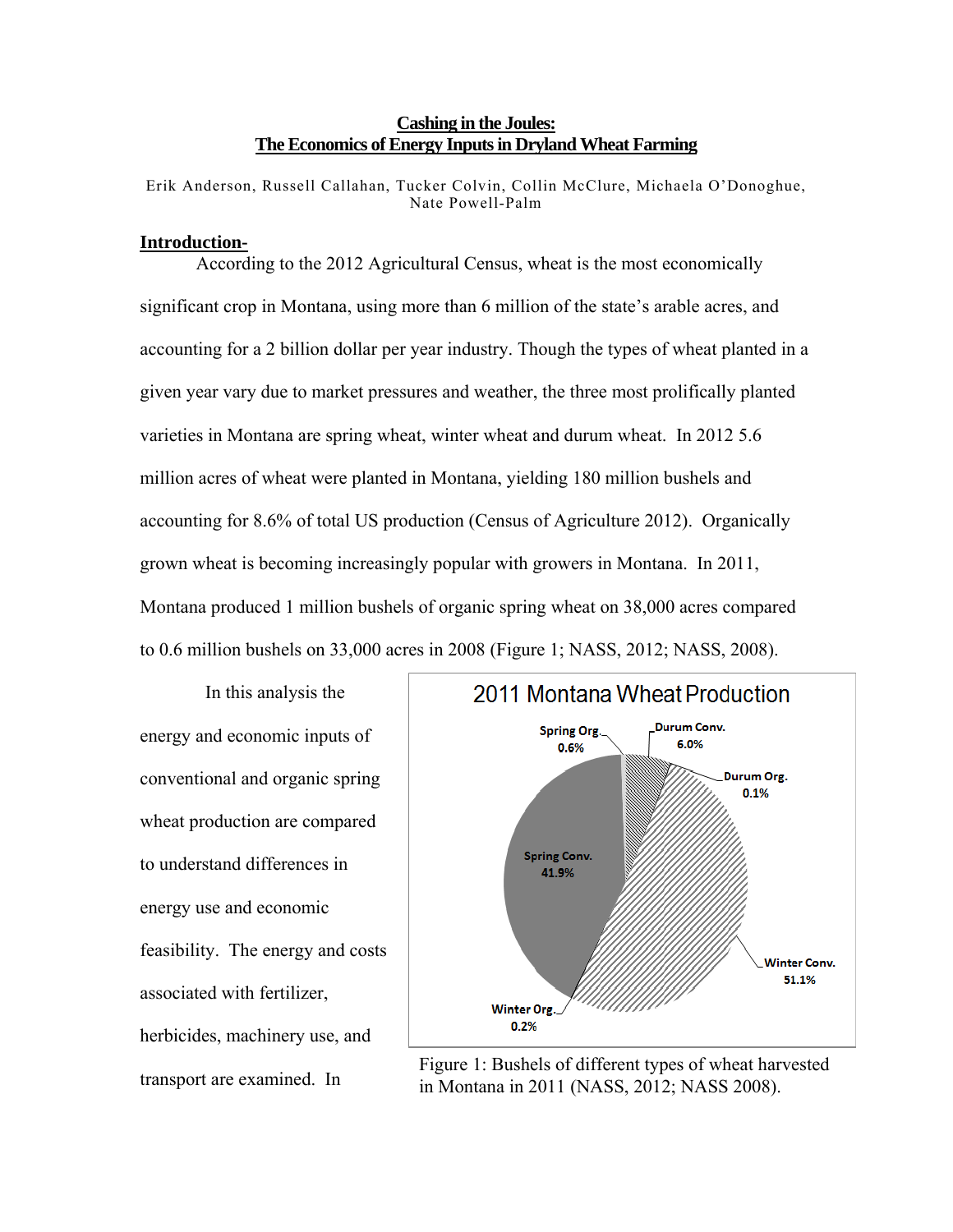# Cashing in the Joules: The Economics of Energy Inputs in Dryland Wheat Farming

Erik Anderson, Russell Callahan, Tucker Colvin, Collin McClure, Michaela O'Donoghue, Nate Powell-Palm

## Introduction-

According to the 2012 Agricultural Census, wheat is the most economically significant crop in Montana, using more than 6 million of the state's arable acres, and accounting for a 2 billion dollar per year industry. Though the types of wheat planted in a given year vary due to market pressures and weather, the three most prolifically planted varieties in Montana are spring wheat, winter wheat and durum wheat. In 2012 5.6 million acres of wheat were planted in Montana, yielding 180 million bushels and accounting for 8.6% of total US production (Census of Agriculture 2012). Organically grown wheat is becoming increasingly popular with growers in Montana. In 2011, Montana produced 1 million bushels of organic spring wheat on 38,000 acres compared to 0.6 million bushels on 33,000 acres in 2008 (Figure 1; NASS, 2012; NASS, 2008).

In this analysis the energy and economic inputs of conventional and organic spring wheat production are compared to understand differences in energy use and economic feasibility. The energy and costs associated with fertilizer, herbicides, machinery use, and transport are examined. In

2011 Montana Wheat Production

Figure 1: Bushels of different types of wheat harvested in Montana in 2011 (NASS, 2012; NASS 2008).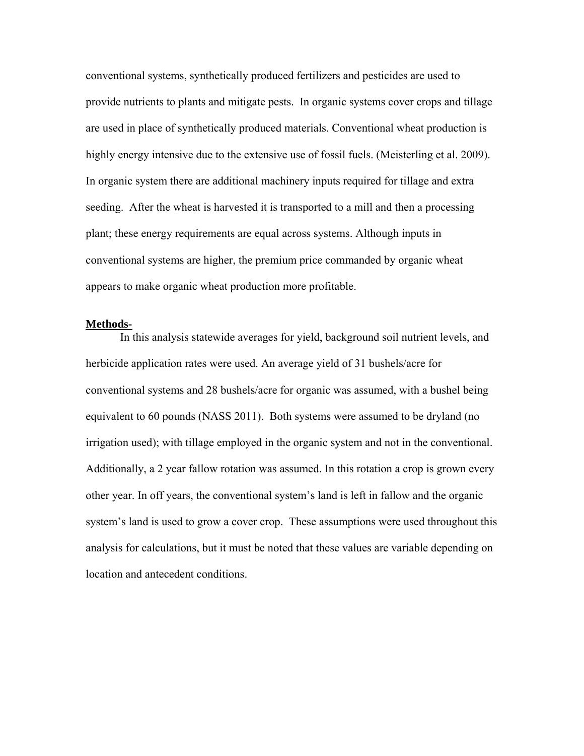conventional systems, synthetically produced fertilizers and pesticides are used to provide nutrients to plants and mitigate pests. In organic systems cover crops and tillage are used in place of synthetically produced materials. Conventional wheat production is highly energy intensive due to the extensive use of fossil fuels. (Meisterling et al. 2009). In organic system there are additional machinery inputs required for tillage and extra seeding. After the wheat is harvested it is transported to a mill and then a processing plant; these energy requirements are equal across systems. Although inputs in conventional systems are higher, the premium price commanded by organic wheat appears to make organic wheat production more profitable.

**Methods-**

In this analysis statewide averages for yield, background soil nutrient levels, and herbicide application rates were used. An average yield of 31 bushels/acre for conventional systems and 28 bushels/acre for organic was assumed, with a bushel being equivalent to 60 pounds (NASS 2011). Both systems were assumed to be dryland (no irrigation used); with tillage employed in the organic system and not in the conventional. Additionally, a 2 year fallow rotation was assumed. In this rotation a crop is grown every other year. In off years, the conventional system's land is left in fallow and the organic system's land is used to grow a cover crop. These assumptions were used throughout this analysis for calculations, but it must be noted that these values are variable depending on location and antecedent conditions.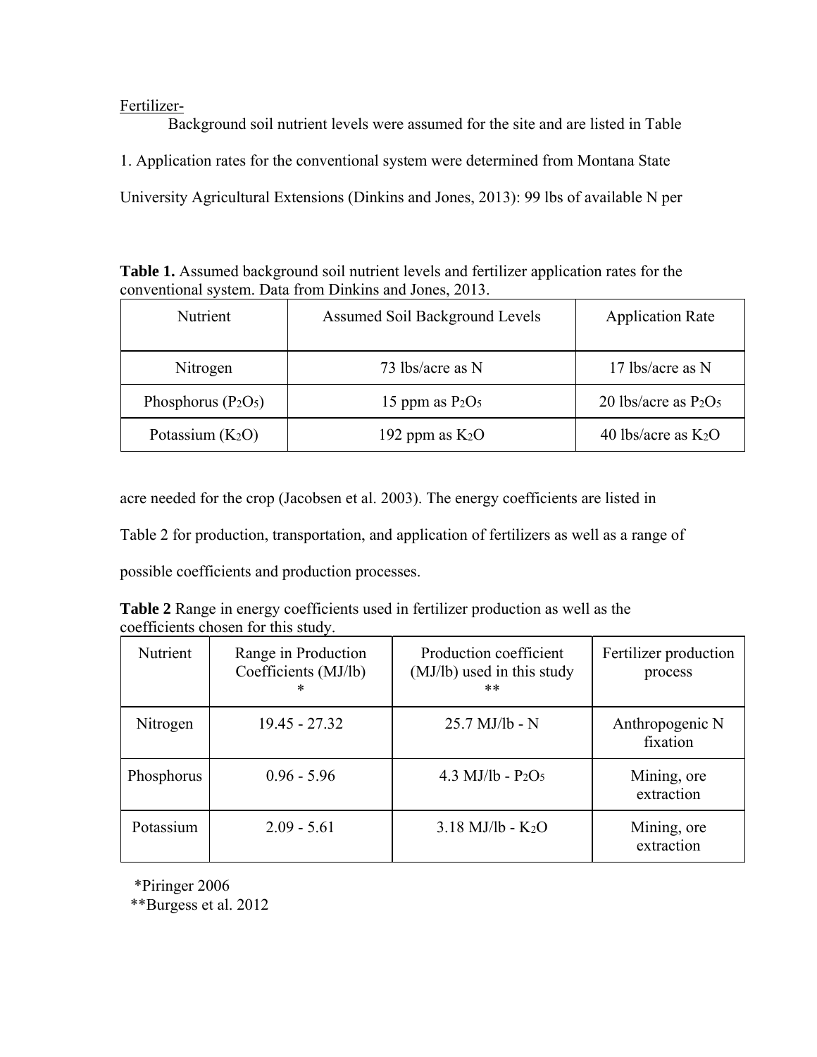Fertilizer-

Background soil nutrient levels were assumed for the site and are listed in Table 1. Application rates for the conventional system were determined from Montana State University Agricultural Extensions (Dinkins and Jones, 2013): 99 lbs of available N per acre needed for the crop (Jacobsen et al. 2003). The energy coefficients are listed in Table 2 for production, transportation, and application of fertilizers as well as a range of possible coefficients and production processes.

**Table 1.** Assumed background soil nutrient levels and fertilizer application rates for the conventional system. Data from Dinkins and Jones, 2013.

| Nutrient | Assumed Soil Background Levels | Application Rate |
|---|---|---|
| Nitrogen | 73 lbs/acre as N | 17 lbs/acre as N |
| Phosphorus ($P_2O_5$) | 15 ppm as $P_2O_5$ | 20 lbs/acre as $P_2O_5$ |
| Potassium ($K_2O$) | 192 ppm as $K_2O$ | 40 lbs/acre as $K_2O$ |

**Table 2** Range in energy coefficients used in fertilizer production as well as the coefficients chosen for this study.

| Nutrient | Range in Production Coefficients (MJ/lb) * | Production coefficient (MJ/lb) used in this study ** | Fertilizer production process |
|---|---|---|---|
| Nitrogen | 19.45 - 27.32 | 25.7 MJ/lb - N | Anthropogenic N fixation |
| Phosphorus | 0.96 - 5.96 | 4.3 MJ/lb - $P_2O_5$ | Mining, ore extraction |
| Potassium | 2.09 - 5.61 | 3.18 MJ/lb - $K_2O$ | Mining, ore extraction |

*Piringer 2006
**Burgess et al. 2012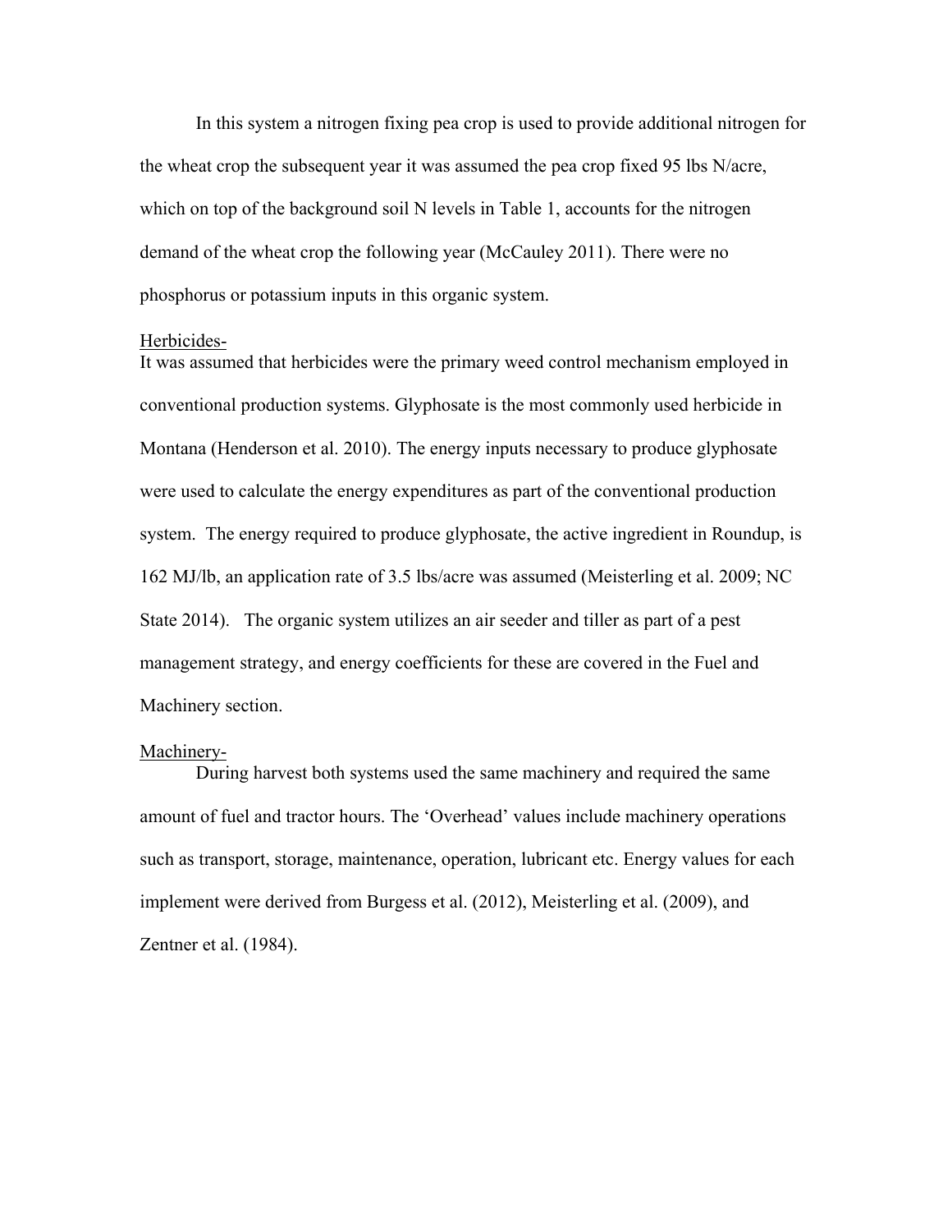In this system a nitrogen fixing pea crop is used to provide additional nitrogen for the wheat crop the subsequent year it was assumed the pea crop fixed 95 lbs N/acre, which on top of the background soil N levels in Table 1, accounts for the nitrogen demand of the wheat crop the following year (McCauley 2011). There were no phosphorus or potassium inputs in this organic system.

<u>Herbicides-</u>

It was assumed that herbicides were the primary weed control mechanism employed in conventional production systems. Glyphosate is the most commonly used herbicide in Montana (Henderson et al. 2010). The energy inputs necessary to produce glyphosate were used to calculate the energy expenditures as part of the conventional production system. The energy required to produce glyphosate, the active ingredient in Roundup, is 162 MJ/lb, an application rate of 3.5 lbs/acre was assumed (Meisterling et al. 2009; NC State 2014). The organic system utilizes an air seeder and tiller as part of a pest management strategy, and energy coefficients for these are covered in the Fuel and Machinery section.

<u>Machinery-</u>

During harvest both systems used the same machinery and required the same amount of fuel and tractor hours. The 'Overhead' values include machinery operations such as transport, storage, maintenance, operation, lubricant etc. Energy values for each implement were derived from Burgess et al. (2012), Meisterling et al. (2009), and Zentner et al. (1984).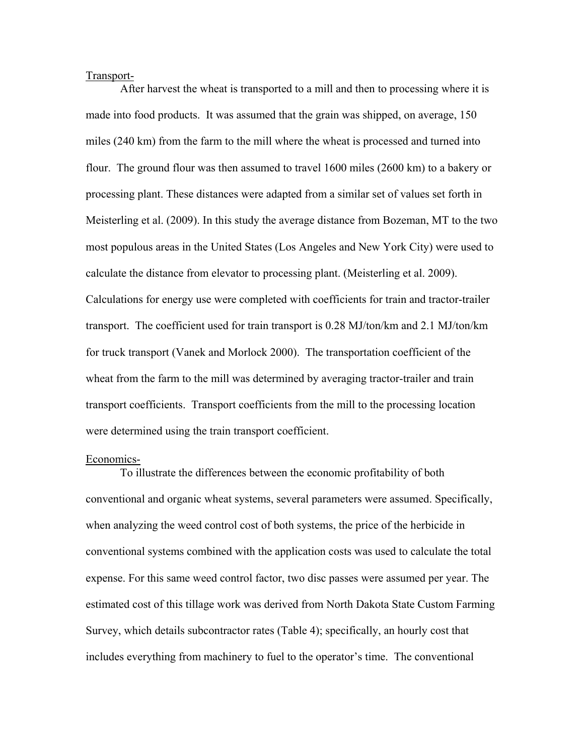Transport-

After harvest the wheat is transported to a mill and then to processing where it is made into food products. It was assumed that the grain was shipped, on average, 150 miles (240 km) from the farm to the mill where the wheat is processed and turned into flour. The ground flour was then assumed to travel 1600 miles (2600 km) to a bakery or processing plant. These distances were adapted from a similar set of values set forth in Meisterling et al. (2009). In this study the average distance from Bozeman, MT to the two most populous areas in the United States (Los Angeles and New York City) were used to calculate the distance from elevator to processing plant. (Meisterling et al. 2009). Calculations for energy use were completed with coefficients for train and tractor-trailer transport. The coefficient used for train transport is 0.28 MJ/ton/km and 2.1 MJ/ton/km for truck transport (Vanek and Morlock 2000). The transportation coefficient of the wheat from the farm to the mill was determined by averaging tractor-trailer and train transport coefficients. Transport coefficients from the mill to the processing location were determined using the train transport coefficient.

Economics-

To illustrate the differences between the economic profitability of both conventional and organic wheat systems, several parameters were assumed. Specifically, when analyzing the weed control cost of both systems, the price of the herbicide in conventional systems combined with the application costs was used to calculate the total expense. For this same weed control factor, two disc passes were assumed per year. The estimated cost of this tillage work was derived from North Dakota State Custom Farming Survey, which details subcontractor rates (Table 4); specifically, an hourly cost that includes everything from machinery to fuel to the operator's time. The conventional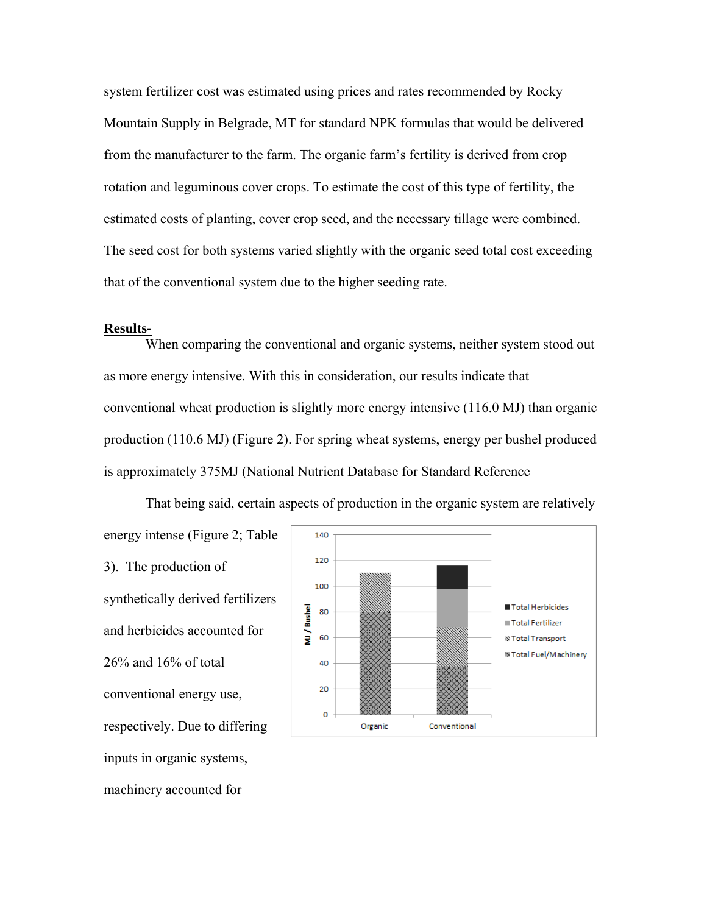system fertilizer cost was estimated using prices and rates recommended by Rocky Mountain Supply in Belgrade, MT for standard NPK formulas that would be delivered from the manufacturer to the farm. The organic farm's fertility is derived from crop rotation and leguminous cover crops. To estimate the cost of this type of fertility, the estimated costs of planting, cover crop seed, and the necessary tillage were combined. The seed cost for both systems varied slightly with the organic seed total cost exceeding that of the conventional system due to the higher seeding rate.

**Results-**

When comparing the conventional and organic systems, neither system stood out as more energy intensive. With this in consideration, our results indicate that conventional wheat production is slightly more energy intensive (116.0 MJ) than organic production (110.6 MJ) (Figure 2). For spring wheat systems, energy per bushel produced is approximately 375MJ (National Nutrient Database for Standard Reference

That being said, certain aspects of production in the organic system are relatively energy intense (Figure 2; Table 3). The production of synthetically derived fertilizers and herbicides accounted for 26% and 16% of total conventional energy use, respectively. Due to differing inputs in organic systems, machinery accounted for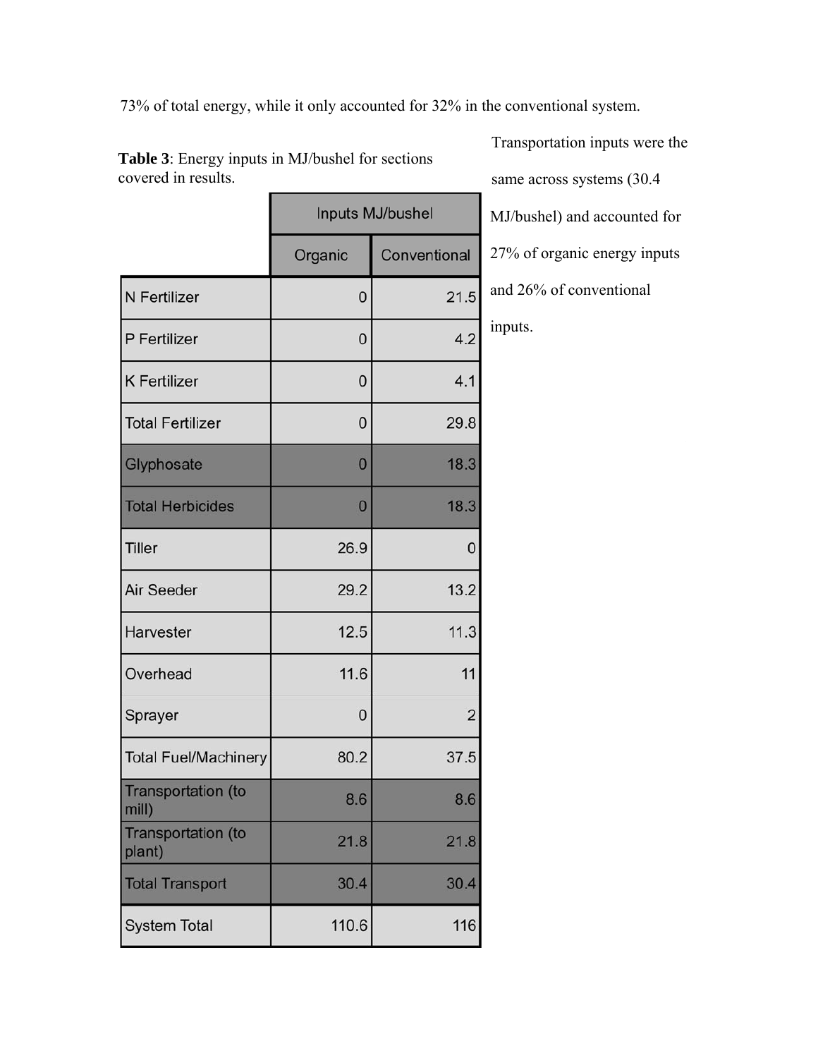73% of total energy, while it only accounted for 32% in the conventional system.

**Table 3**: Energy inputs in MJ/bushel for sections covered in results.

| | Inputs MJ/bushel | |
|---|---|---|
| | Organic | Conventional |
| N Fertilizer | 0 | 21.5 |
| P Fertilizer | 0 | 4.2 |
| K Fertilizer | 0 | 4.1 |
| Total Fertilizer | 0 | 29.8 |
| Glyphosate | 0 | 18.3 |
| Total Herbicides | 0 | 18.3 |
| Tiller | 26.9 | 0 |
| Air Seeder | 29.2 | 13.2 |
| Harvester | 12.5 | 11.3 |
| Overhead | 11.6 | 11 |
| Sprayer | 0 | 2 |
| Total Fuel/Machinery | 80.2 | 37.5 |
| Transportation (to mill) | 8.6 | 8.6 |
| Transportation (to plant) | 21.8 | 21.8 |
| Total Transport | 30.4 | 30.4 |
| System Total | 110.6 | 116 |

Transportation inputs were the same across systems (30.4 MJ/bushel) and accounted for 27% of organic energy inputs and 26% of conventional inputs.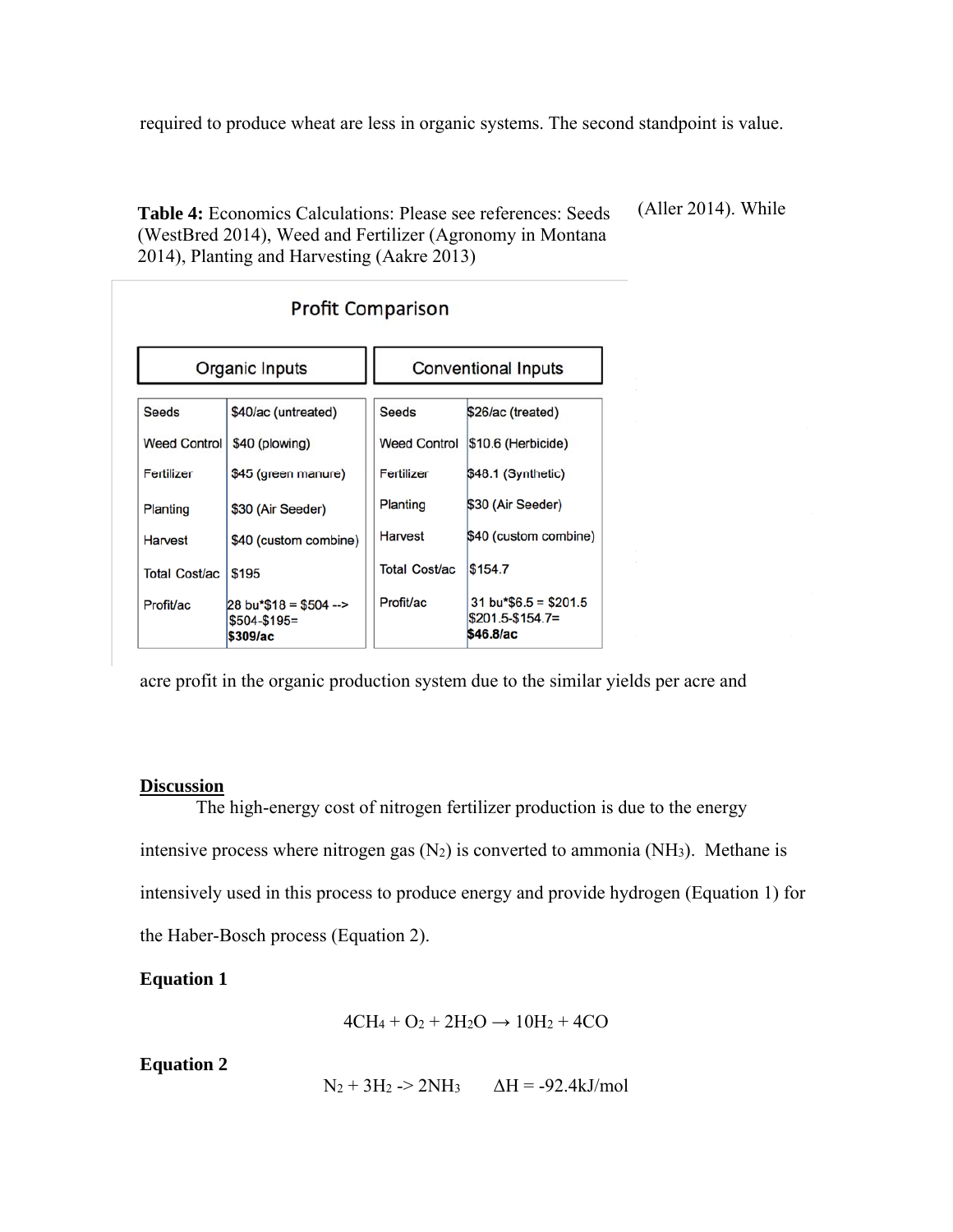required to produce wheat are less in organic systems. The second standpoint is value.

**Table 4:** Economics Calculations: Please see references: Seeds (WestBred 2014), Weed and Fertilizer (Agronomy in Montana 2014), Planting and Harvesting (Aakre 2013)

(Aller 2014). While

**Profit Comparison**

| Organic Inputs | | Conventional Inputs | |
|---|---|---|---|
| Seeds | $40/ac (untreated) | Seeds | $26/ac (treated) |
| Weed Control | $40 (plowing) | Weed Control | $10.6 (Herbicide) |
| Fertilizer | $45 (green manure) | Fertilizer | $48.1 (Synthetic) |
| Planting | $30 (Air Seeder) | Planting | $30 (Air Seeder) |
| Harvest | $40 (custom combine) | Harvest | $40 (custom combine) |
| Total Cost/ac | $195 | Total Cost/ac | $154.7 |
| Profit/ac | 28 bu*$18 = $504 --> $504-$195= **$309/ac** | Profit/ac | 31 bu*$6.5 = $201.5 $201.5-$154.7= **$46.8/ac** |

acre profit in the organic production system due to the similar yields per acre and

## Discussion

The high-energy cost of nitrogen fertilizer production is due to the energy intensive process where nitrogen gas ($N_2$) is converted to ammonia ($NH_3$). Methane is intensively used in this process to produce energy and provide hydrogen (Equation 1) for the Haber-Bosch process (Equation 2).

**Equation 1**

$$4CH_4 + O_2 + 2H_2O \rightarrow 10H_2 + 4CO$$

**Equation 2**

$$N_2 + 3H_2 \rightarrow 2NH_3 \qquad \Delta H = -92.4 kJ/mol$$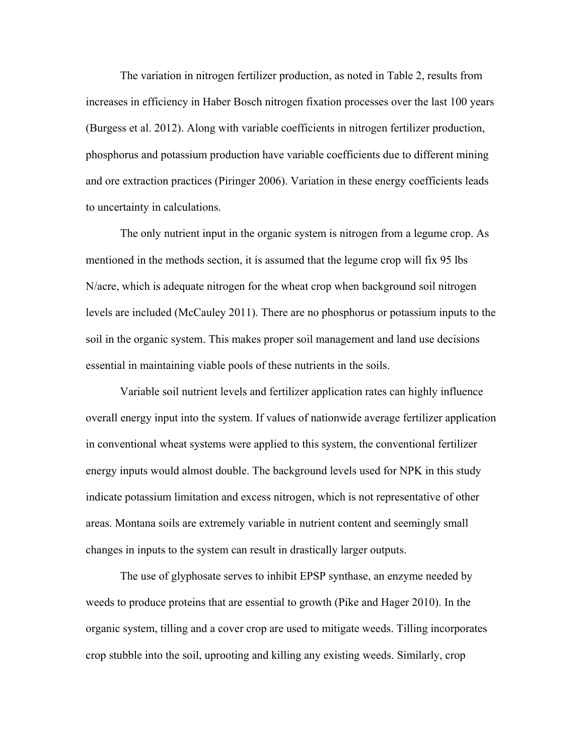The variation in nitrogen fertilizer production, as noted in Table 2, results from increases in efficiency in Haber Bosch nitrogen fixation processes over the last 100 years (Burgess et al. 2012). Along with variable coefficients in nitrogen fertilizer production, phosphorus and potassium production have variable coefficients due to different mining and ore extraction practices (Piringer 2006). Variation in these energy coefficients leads to uncertainty in calculations.

The only nutrient input in the organic system is nitrogen from a legume crop. As mentioned in the methods section, it is assumed that the legume crop will fix 95 lbs N/acre, which is adequate nitrogen for the wheat crop when background soil nitrogen levels are included (McCauley 2011). There are no phosphorus or potassium inputs to the soil in the organic system. This makes proper soil management and land use decisions essential in maintaining viable pools of these nutrients in the soils.

Variable soil nutrient levels and fertilizer application rates can highly influence overall energy input into the system. If values of nationwide average fertilizer application in conventional wheat systems were applied to this system, the conventional fertilizer energy inputs would almost double. The background levels used for NPK in this study indicate potassium limitation and excess nitrogen, which is not representative of other areas. Montana soils are extremely variable in nutrient content and seemingly small changes in inputs to the system can result in drastically larger outputs.

The use of glyphosate serves to inhibit EPSP synthase, an enzyme needed by weeds to produce proteins that are essential to growth (Pike and Hager 2010). In the organic system, tilling and a cover crop are used to mitigate weeds. Tilling incorporates crop stubble into the soil, uprooting and killing any existing weeds. Similarly, crop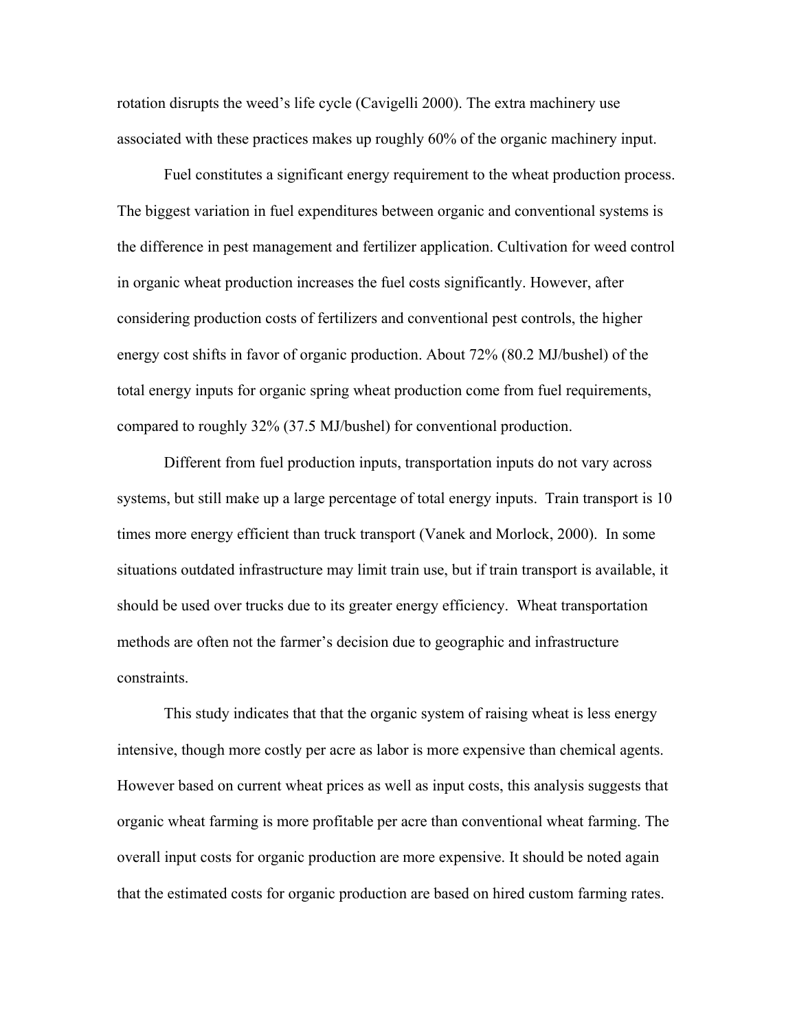rotation disrupts the weed's life cycle (Cavigelli 2000). The extra machinery use associated with these practices makes up roughly 60% of the organic machinery input.

Fuel constitutes a significant energy requirement to the wheat production process. The biggest variation in fuel expenditures between organic and conventional systems is the difference in pest management and fertilizer application. Cultivation for weed control in organic wheat production increases the fuel costs significantly. However, after considering production costs of fertilizers and conventional pest controls, the higher energy cost shifts in favor of organic production. About 72% (80.2 MJ/bushel) of the total energy inputs for organic spring wheat production come from fuel requirements, compared to roughly 32% (37.5 MJ/bushel) for conventional production.

Different from fuel production inputs, transportation inputs do not vary across systems, but still make up a large percentage of total energy inputs. Train transport is 10 times more energy efficient than truck transport (Vanek and Morlock, 2000). In some situations outdated infrastructure may limit train use, but if train transport is available, it should be used over trucks due to its greater energy efficiency. Wheat transportation methods are often not the farmer's decision due to geographic and infrastructure constraints.

This study indicates that that the organic system of raising wheat is less energy intensive, though more costly per acre as labor is more expensive than chemical agents. However based on current wheat prices as well as input costs, this analysis suggests that organic wheat farming is more profitable per acre than conventional wheat farming. The overall input costs for organic production are more expensive. It should be noted again that the estimated costs for organic production are based on hired custom farming rates.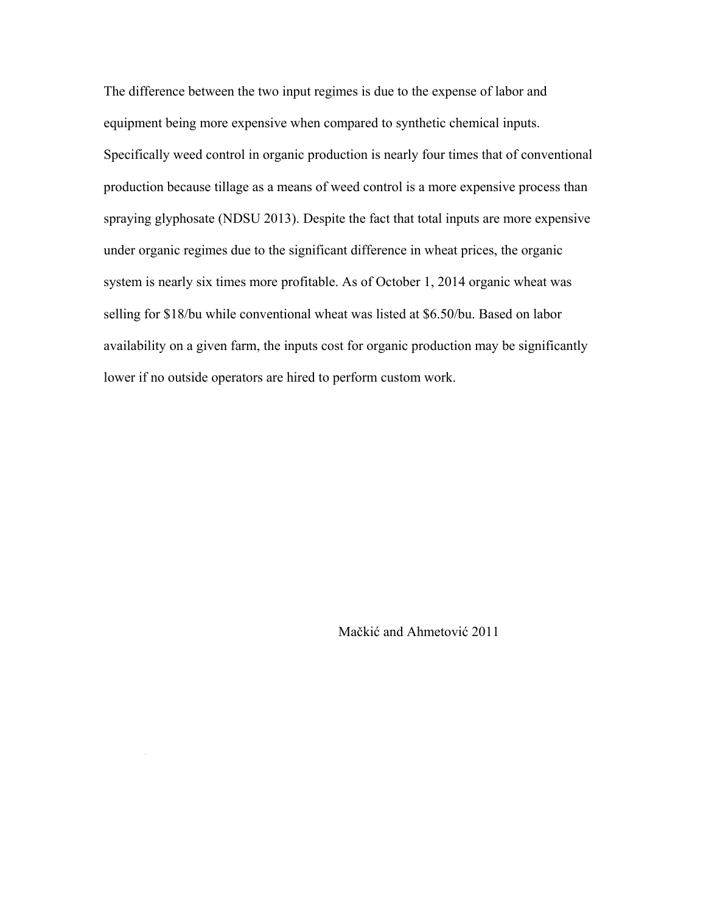The difference between the two input regimes is due to the expense of labor and equipment being more expensive when compared to synthetic chemical inputs. Specifically weed control in organic production is nearly four times that of conventional production because tillage as a means of weed control is a more expensive process than spraying glyphosate (NDSU 2013). Despite the fact that total inputs are more expensive under organic regimes due to the significant difference in wheat prices, the organic system is nearly six times more profitable. As of October 1, 2014 organic wheat was selling for $18/bu while conventional wheat was listed at $6.50/bu. Based on labor availability on a given farm, the inputs cost for organic production may be significantly lower if no outside operators are hired to perform custom work.

Mačkić and Ahmetović 2011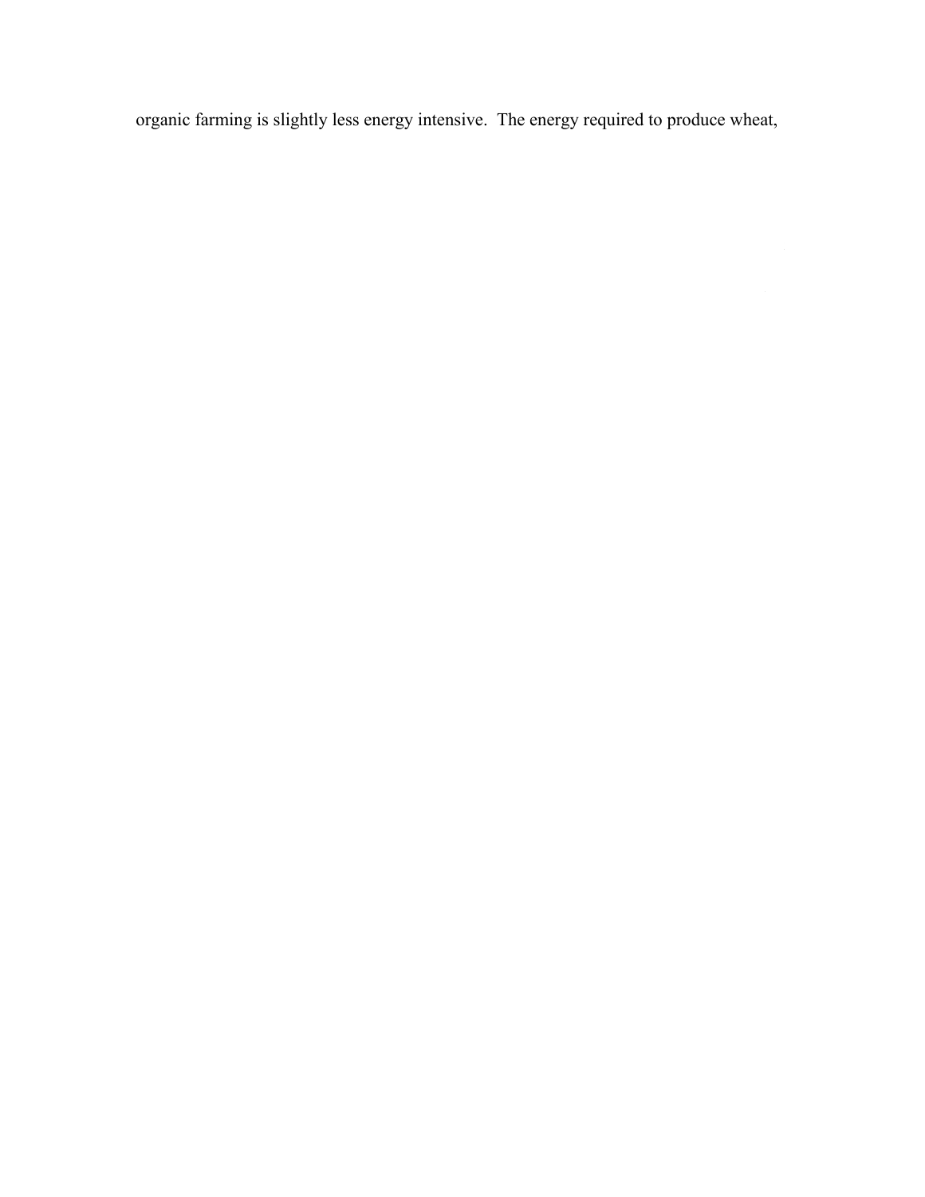organic farming is slightly less energy intensive. The energy required to produce wheat,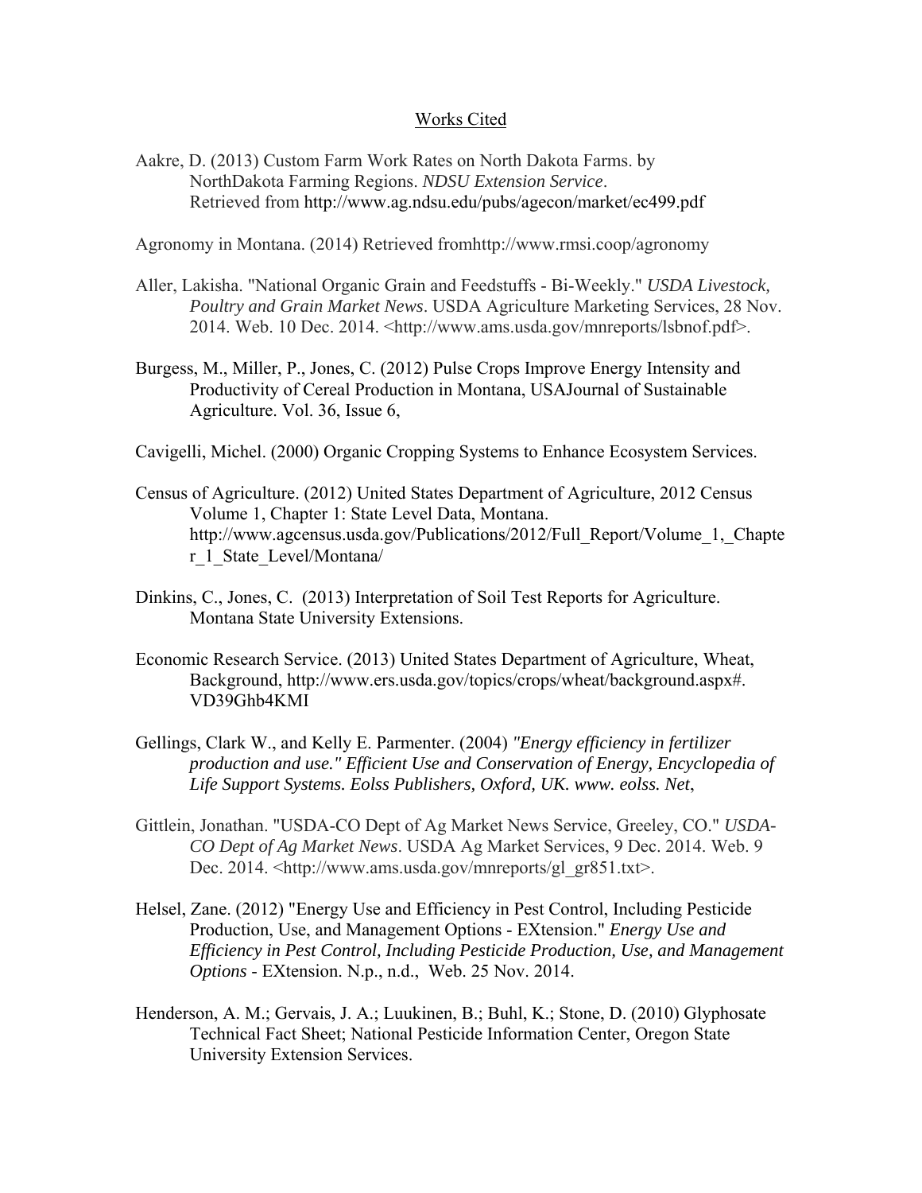## Works Cited

Aakre, D. (2013) Custom Farm Work Rates on North Dakota Farms. by NorthDakota Farming Regions. *NDSU Extension Service*. Retrieved from http://www.ag.ndsu.edu/pubs/agecon/market/ec499.pdf

Agronomy in Montana. (2014) Retrieved fromhttp://www.rmsi.coop/agronomy

Aller, Lakisha. "National Organic Grain and Feedstuffs - Bi-Weekly." *USDA Livestock, Poultry and Grain Market News*. USDA Agriculture Marketing Services, 28 Nov. 2014. Web. 10 Dec. 2014. <http://www.ams.usda.gov/mnreports/lsbnof.pdf>.

Burgess, M., Miller, P., Jones, C. (2012) Pulse Crops Improve Energy Intensity and Productivity of Cereal Production in Montana, USAJournal of Sustainable Agriculture. Vol. 36, Issue 6,

Cavigelli, Michel. (2000) Organic Cropping Systems to Enhance Ecosystem Services.

Census of Agriculture. (2012) United States Department of Agriculture, 2012 Census Volume 1, Chapter 1: State Level Data, Montana. http://www.agcensus.usda.gov/Publications/2012/Full_Report/Volume_1,_Chapter_1_State_Level/Montana/

Dinkins, C., Jones, C. (2013) Interpretation of Soil Test Reports for Agriculture. Montana State University Extensions.

Economic Research Service. (2013) United States Department of Agriculture, Wheat, Background, http://www.ers.usda.gov/topics/crops/wheat/background.aspx#.VD39Ghb4KMI

Gellings, Clark W., and Kelly E. Parmenter. (2004) *"Energy efficiency in fertilizer production and use." Efficient Use and Conservation of Energy, Encyclopedia of Life Support Systems. Eolss Publishers, Oxford, UK. www. eolss. Net*,

Gittlein, Jonathan. "USDA-CO Dept of Ag Market News Service, Greeley, CO." *USDA-CO Dept of Ag Market News*. USDA Ag Market Services, 9 Dec. 2014. Web. 9 Dec. 2014. <http://www.ams.usda.gov/mnreports/gl_gr851.txt>.

Helsel, Zane. (2012) "Energy Use and Efficiency in Pest Control, Including Pesticide Production, Use, and Management Options - EXtension." *Energy Use and Efficiency in Pest Control, Including Pesticide Production, Use, and Management Options* - EXtension. N.p., n.d., Web. 25 Nov. 2014.

Henderson, A. M.; Gervais, J. A.; Luukinen, B.; Buhl, K.; Stone, D. (2010) Glyphosate Technical Fact Sheet; National Pesticide Information Center, Oregon State University Extension Services.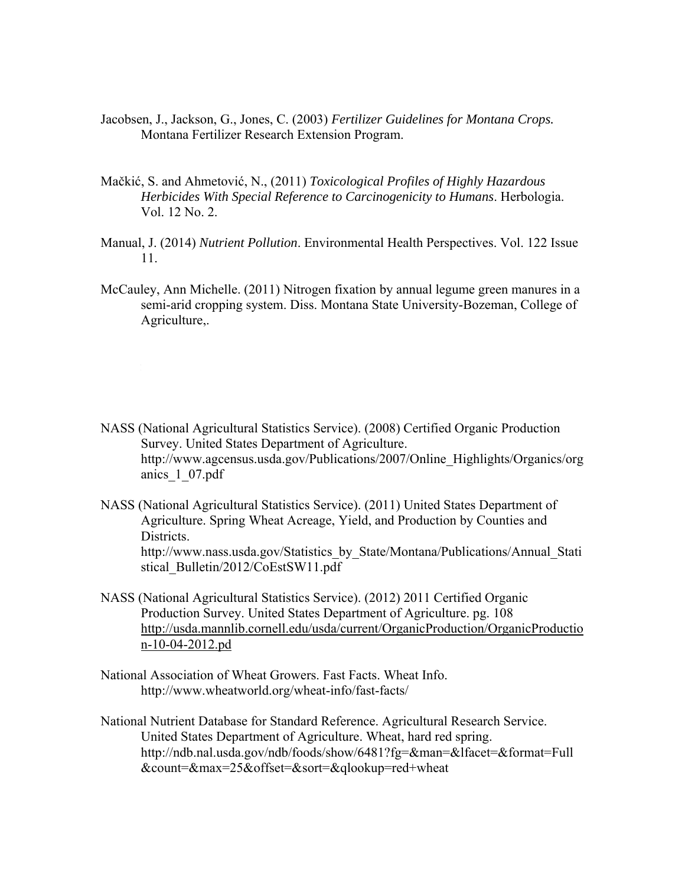Jacobsen, J., Jackson, G., Jones, C. (2003) *Fertilizer Guidelines for Montana Crops.* Montana Fertilizer Research Extension Program.

Mačkić, S. and Ahmetović, N., (2011) *Toxicological Profiles of Highly Hazardous Herbicides With Special Reference to Carcinogenicity to Humans*. Herbologia. Vol. 12 No. 2.

Manual, J. (2014) *Nutrient Pollution*. Environmental Health Perspectives. Vol. 122 Issue 11.

McCauley, Ann Michelle. (2011) Nitrogen fixation by annual legume green manures in a semi-arid cropping system. Diss. Montana State University-Bozeman, College of Agriculture,.

NASS (National Agricultural Statistics Service). (2008) Certified Organic Production Survey. United States Department of Agriculture. http://www.agcensus.usda.gov/Publications/2007/Online_Highlights/Organics/organics_1_07.pdf

NASS (National Agricultural Statistics Service). (2011) United States Department of Agriculture. Spring Wheat Acreage, Yield, and Production by Counties and Districts. http://www.nass.usda.gov/Statistics_by_State/Montana/Publications/Annual_Statistical_Bulletin/2012/CoEstSW11.pdf

NASS (National Agricultural Statistics Service). (2012) 2011 Certified Organic Production Survey. United States Department of Agriculture. pg. 108 http://usda.mannlib.cornell.edu/usda/current/OrganicProduction/OrganicProduction-10-04-2012.pd

National Association of Wheat Growers. Fast Facts. Wheat Info. http://www.wheatworld.org/wheat-info/fast-facts/

National Nutrient Database for Standard Reference. Agricultural Research Service. United States Department of Agriculture. Wheat, hard red spring. http://ndb.nal.usda.gov/ndb/foods/show/6481?fg=&man=&lfacet=&format=Full&count=&max=25&offset=&sort=&qlookup=red+wheat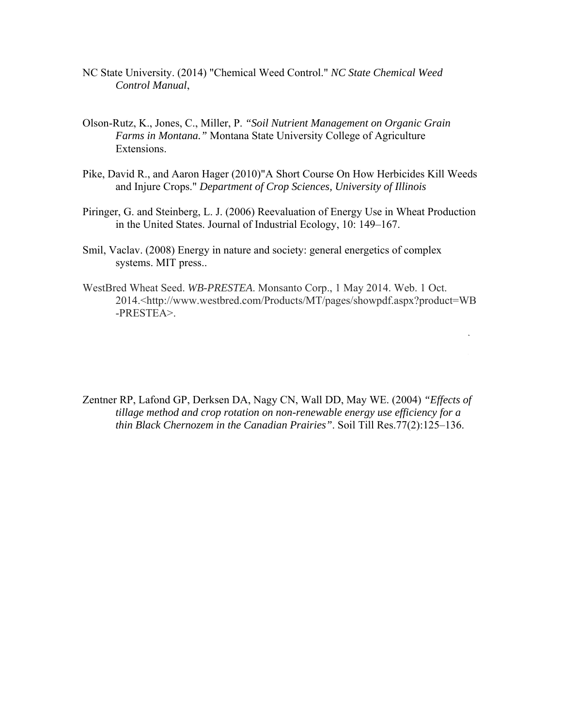NC State University. (2014) "Chemical Weed Control." *NC State Chemical Weed Control Manual*,

Olson-Rutz, K., Jones, C., Miller, P. *"Soil Nutrient Management on Organic Grain Farms in Montana."* Montana State University College of Agriculture Extensions.

Pike, David R., and Aaron Hager (2010)"A Short Course On How Herbicides Kill Weeds and Injure Crops." *Department of Crop Sciences, University of Illinois*

Piringer, G. and Steinberg, L. J. (2006) Reevaluation of Energy Use in Wheat Production in the United States. Journal of Industrial Ecology, 10: 149–167.

Smil, Vaclav. (2008) Energy in nature and society: general energetics of complex systems. MIT press..

WestBred Wheat Seed. *WB-PRESTEA*. Monsanto Corp., 1 May 2014. Web. 1 Oct. 2014.<http://www.westbred.com/Products/MT/pages/showpdf.aspx?product=WB-PRESTEA>.

Zentner RP, Lafond GP, Derksen DA, Nagy CN, Wall DD, May WE. (2004) *"Effects of tillage method and crop rotation on non-renewable energy use efficiency for a thin Black Chernozem in the Canadian Prairies"*. Soil Till Res.77(2):125–136.